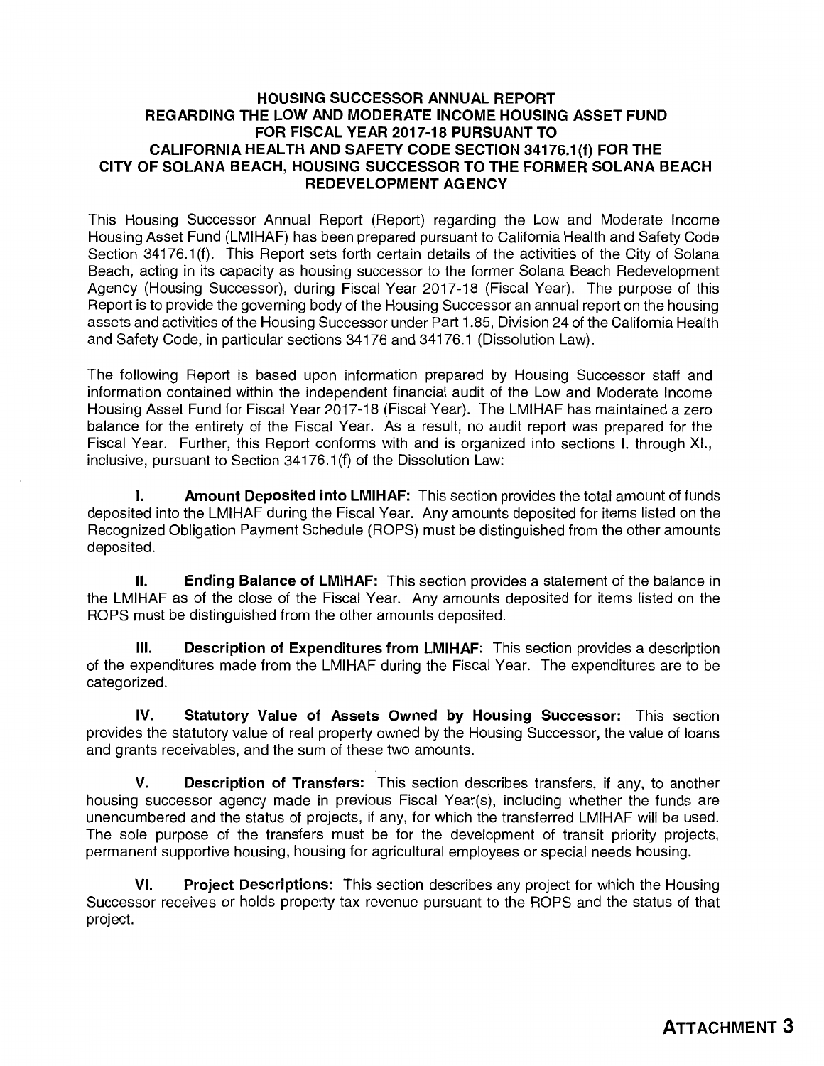# HOUSING SUCCESSOR ANNUAL REPORT REGARDING THE LOW AND MODERATE INCOME HOUSING ASSET FUND FOR FISCAL YEAR 2017-18 PURSUANT TO CALIFORNIA HEALTH AND SAFETY CODE SECTION 34176.1(f) FOR THE CITY OF SOLANA BEACH, HOUSING SUCCESSOR TO THE FORMER SOLANA BEACH REDEVELOPMENT AGENCY

This Housing Successor Annual Report (Report) regarding the Low and Moderate Income Housing Asset Fund (LMIHAF) has been prepared pursuant to California Health and Safety Code Section 34176.1(f). This Report sets forth certain details of the activities of the City of Solana Beach, acting in its capacity as housing successor to the former Solana Beach Redevelopment Agency (Housing Successor), during Fiscal Year 2017-18 (Fiscal Year). The purpose of this Report is to provide the governing body of the Housing Successor an annual report on the housing assets and activities of the Housing Successor under Part 1.85, Division 24 of the California Health and Safety Code, in particular sections 34176 and 34176.1 (Dissolution Law).

The following Report is based upon information prepared by Housing Successor staff and information contained within the independent financial audit of the Low and Moderate Income Housing Asset Fund for Fiscal Year 2017-18 (Fiscal Year). The LMIHAF has maintained a zero balance for the entirety of the Fiscal Year. As a result, no audit report was prepared for the Fiscal Year. Further, this Report conforms with and is organized into sections I. through XI., inclusive, pursuant to Section 34176.1(f) of the Dissolution Law:

**I. Amount Deposited into LMIHAF:** This section provides the total amount of funds deposited into the LMIHAF during the Fiscal Year. Any amounts deposited for items listed on the Recognized Obligation Payment Schedule (ROPS) must be distinguished from the other amounts deposited.

**II. Ending Balance of LMIHAF:** This section provides a statement of the balance in the LMIHAF as of the close of the Fiscal Year. Any amounts deposited for items listed on the ROPS must be distinguished from the other amounts deposited.

**III. Description of Expenditures from LMIHAF:** This section provides a description of the expenditures made from the LMIHAF during the Fiscal Year. The expenditures are to be categorized.

**IV. Statutory Value of Assets Owned by Housing Successor:** This section provides the statutory value of real property owned by the Housing Successor, the value of loans and grants receivables, and the sum of these two amounts.

**V. Description of Transfers:** This section describes transfers, if any, to another housing successor agency made in previous Fiscal Year(s), including whether the funds are unencumbered and the status of projects, if any, for which the transferred LMIHAF will be used. The sole purpose of the transfers must be for the development of transit priority projects, permanent supportive housing, housing for agricultural employees or special needs housing.

**VI. Project Descriptions:** This section describes any project for which the Housing Successor receives or holds property tax revenue pursuant to the ROPS and the status of that project.

**ATTACHMENT 3**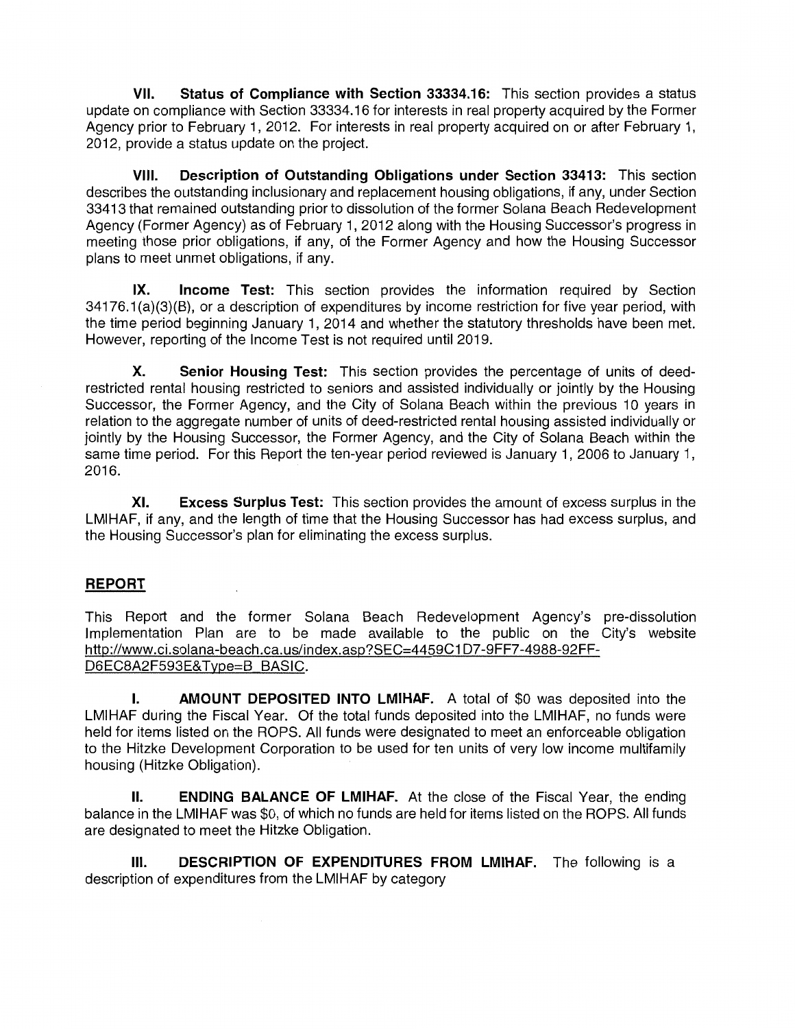**VII. Status of Compliance with Section 33334.16:** This section provides a status update on compliance with Section 33334.16 for interests in real property acquired by the Former Agency prior to February 1, 2012. For interests in real property acquired on or after February 1, 2012, provide a status update on the project.

**VIII. Description of Outstanding Obligations under Section 33413:** This section describes the outstanding inclusionary and replacement housing obligations, if any, under Section 33413 that remained outstanding prior to dissolution of the former Solana Beach Redevelopment Agency (Former Agency) as of February 1, 2012 along with the Housing Successor's progress in meeting those prior obligations, if any, of the Former Agency and how the Housing Successor plans to meet unmet obligations, if any.

**IX. Income Test:** This section provides the information required by Section 34176.1(a)(3)(B), or a description of expenditures by income restriction for five year period, with the time period beginning January 1, 2014 and whether the statutory thresholds have been met. However, reporting of the Income Test is not required until 2019.

**X. Senior Housing Test:** This section provides the percentage of units of deed-restricted rental housing restricted to seniors and assisted individually or jointly by the Housing Successor, the Former Agency, and the City of Solana Beach within the previous 10 years in relation to the aggregate number of units of deed-restricted rental housing assisted individually or jointly by the Housing Successor, the Former Agency, and the City of Solana Beach within the same time period. For this Report the ten-year period reviewed is January 1, 2006 to January 1, 2016.

**XI. Excess Surplus Test:** This section provides the amount of excess surplus in the LMIHAF, if any, and the length of time that the Housing Successor has had excess surplus, and the Housing Successor's plan for eliminating the excess surplus.

## REPORT

This Report and the former Solana Beach Redevelopment Agency's pre-dissolution Implementation Plan are to be made available to the public on the City's website http://www.ci.solana-beach.ca.us/index.asp?SEC=4459C1D7-9FF7-4988-92FF-D6EC8A2F593E&Type=B_BASIC.

**I. AMOUNT DEPOSITED INTO LMIHAF.** A total of $0 was deposited into the LMIHAF during the Fiscal Year. Of the total funds deposited into the LMIHAF, no funds were held for items listed on the ROPS. All funds were designated to meet an enforceable obligation to the Hitzke Development Corporation to be used for ten units of very low income multifamily housing (Hitzke Obligation).

**II. ENDING BALANCE OF LMIHAF.** At the close of the Fiscal Year, the ending balance in the LMIHAF was $0, of which no funds are held for items listed on the ROPS. All funds are designated to meet the Hitzke Obligation.

**III. DESCRIPTION OF EXPENDITURES FROM LMIHAF.** The following is a description of expenditures from the LMIHAF by category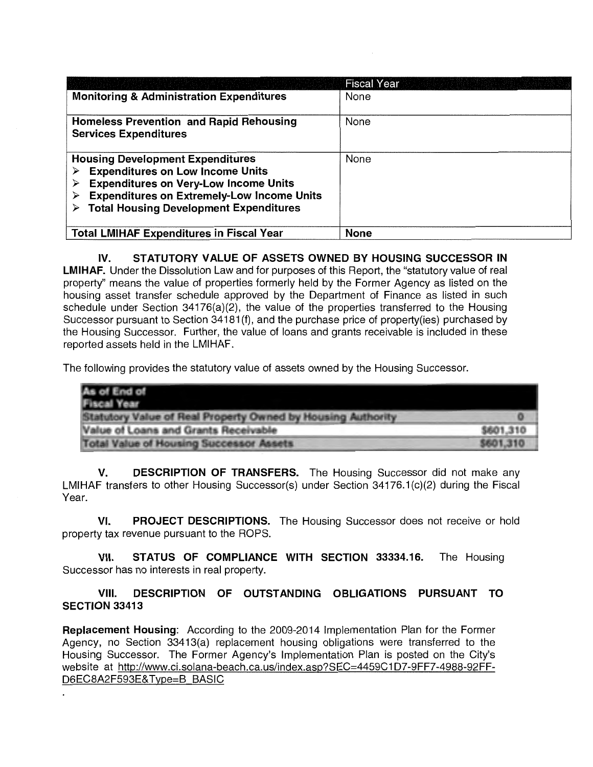| | Fiscal Year |
|---|---|
| **Monitoring & Administration Expenditures** | None |
| **Homeless Prevention and Rapid Rehousing Services Expenditures** | None |
| **Housing Development Expenditures**<br>➢ **Expenditures on Low Income Units**<br>➢ **Expenditures on Very-Low Income Units**<br>➢ **Expenditures on Extremely-Low Income Units**<br>➢ **Total Housing Development Expenditures** | None |
| **Total LMIHAF Expenditures in Fiscal Year** | **None** |

**IV. STATUTORY VALUE OF ASSETS OWNED BY HOUSING SUCCESSOR IN LMIHAF.** Under the Dissolution Law and for purposes of this Report, the "statutory value of real property" means the value of properties formerly held by the Former Agency as listed on the housing asset transfer schedule approved by the Department of Finance as listed in such schedule under Section 34176(a)(2), the value of the properties transferred to the Housing Successor pursuant to Section 34181(f), and the purchase price of property(ies) purchased by the Housing Successor. Further, the value of loans and grants receivable is included in these reported assets held in the LMIHAF.

The following provides the statutory value of assets owned by the Housing Successor.

| As of End of Fiscal Year | |
|---|---|
| Statutory Value of Real Property Owned by Housing Authority | 0 |
| Value of Loans and Grants Receivable | $601,310 |
| Total Value of Housing Successor Assets | $601,310 |

**V. DESCRIPTION OF TRANSFERS.** The Housing Successor did not make any LMIHAF transfers to other Housing Successor(s) under Section 34176.1(c)(2) during the Fiscal Year.

**VI. PROJECT DESCRIPTIONS.** The Housing Successor does not receive or hold property tax revenue pursuant to the ROPS.

**VII. STATUS OF COMPLIANCE WITH SECTION 33334.16.** The Housing Successor has no interests in real property.

**VIII. DESCRIPTION OF OUTSTANDING OBLIGATIONS PURSUANT TO SECTION 33413**

**Replacement Housing**: According to the 2009-2014 Implementation Plan for the Former Agency, no Section 33413(a) replacement housing obligations were transferred to the Housing Successor. The Former Agency's Implementation Plan is posted on the City's website at http://www.ci.solana-beach.ca.us/index.asp?SEC=4459C1D7-9FF7-4988-92FF-D6EC8A2F593E&Type=B_BASIC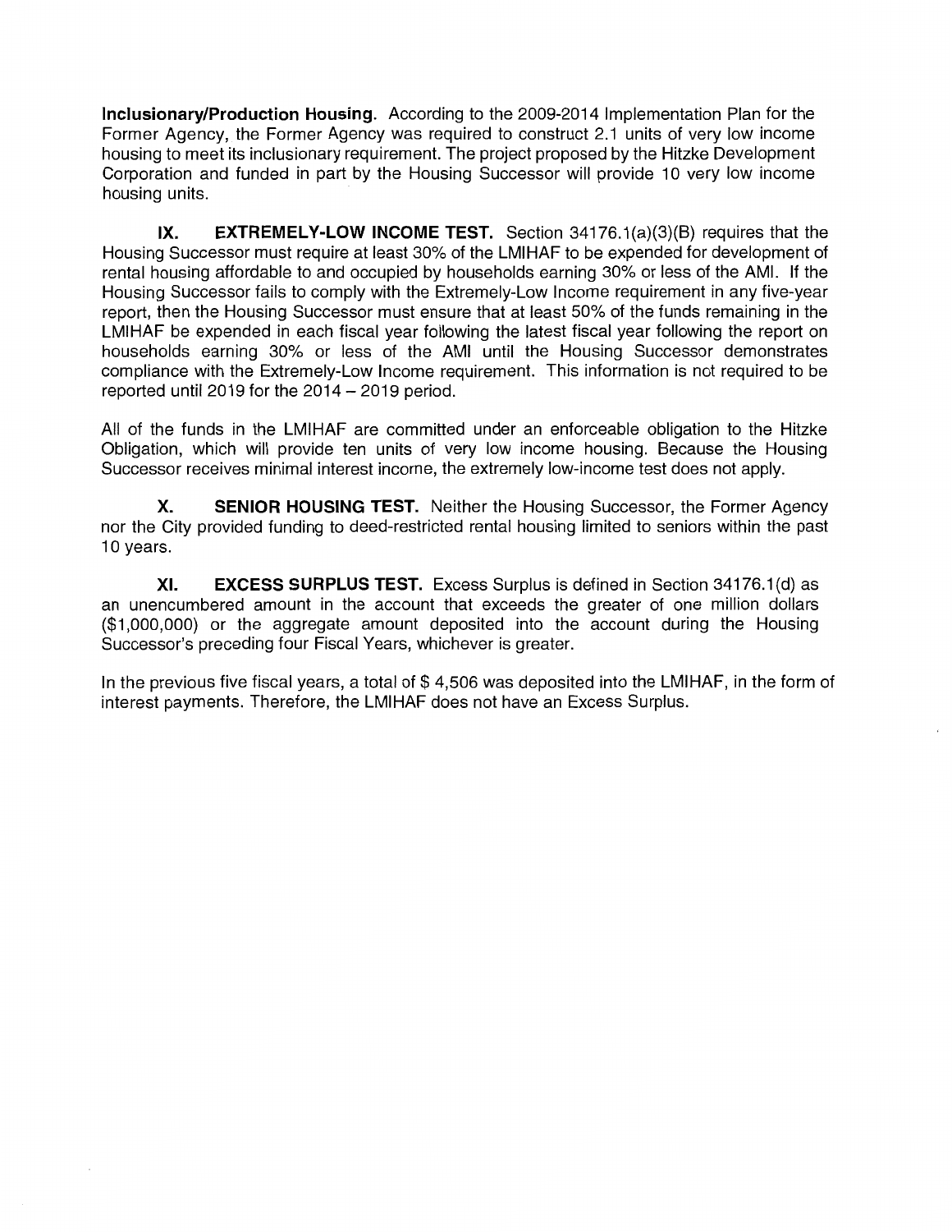**Inclusionary/Production Housing.** According to the 2009-2014 Implementation Plan for the Former Agency, the Former Agency was required to construct 2.1 units of very low income housing to meet its inclusionary requirement. The project proposed by the Hitzke Development Corporation and funded in part by the Housing Successor will provide 10 very low income housing units.

**IX. EXTREMELY-LOW INCOME TEST.** Section 34176.1(a)(3)(B) requires that the Housing Successor must require at least 30% of the LMIHAF to be expended for development of rental housing affordable to and occupied by households earning 30% or less of the AMI. If the Housing Successor fails to comply with the Extremely-Low Income requirement in any five-year report, then the Housing Successor must ensure that at least 50% of the funds remaining in the LMIHAF be expended in each fiscal year following the latest fiscal year following the report on households earning 30% or less of the AMI until the Housing Successor demonstrates compliance with the Extremely-Low Income requirement. This information is not required to be reported until 2019 for the 2014 – 2019 period.

All of the funds in the LMIHAF are committed under an enforceable obligation to the Hitzke Obligation, which will provide ten units of very low income housing. Because the Housing Successor receives minimal interest income, the extremely low-income test does not apply.

**X. SENIOR HOUSING TEST.** Neither the Housing Successor, the Former Agency nor the City provided funding to deed-restricted rental housing limited to seniors within the past 10 years.

**XI. EXCESS SURPLUS TEST.** Excess Surplus is defined in Section 34176.1(d) as an unencumbered amount in the account that exceeds the greater of one million dollars ($1,000,000) or the aggregate amount deposited into the account during the Housing Successor's preceding four Fiscal Years, whichever is greater.

In the previous five fiscal years, a total of $ 4,506 was deposited into the LMIHAF, in the form of interest payments. Therefore, the LMIHAF does not have an Excess Surplus.